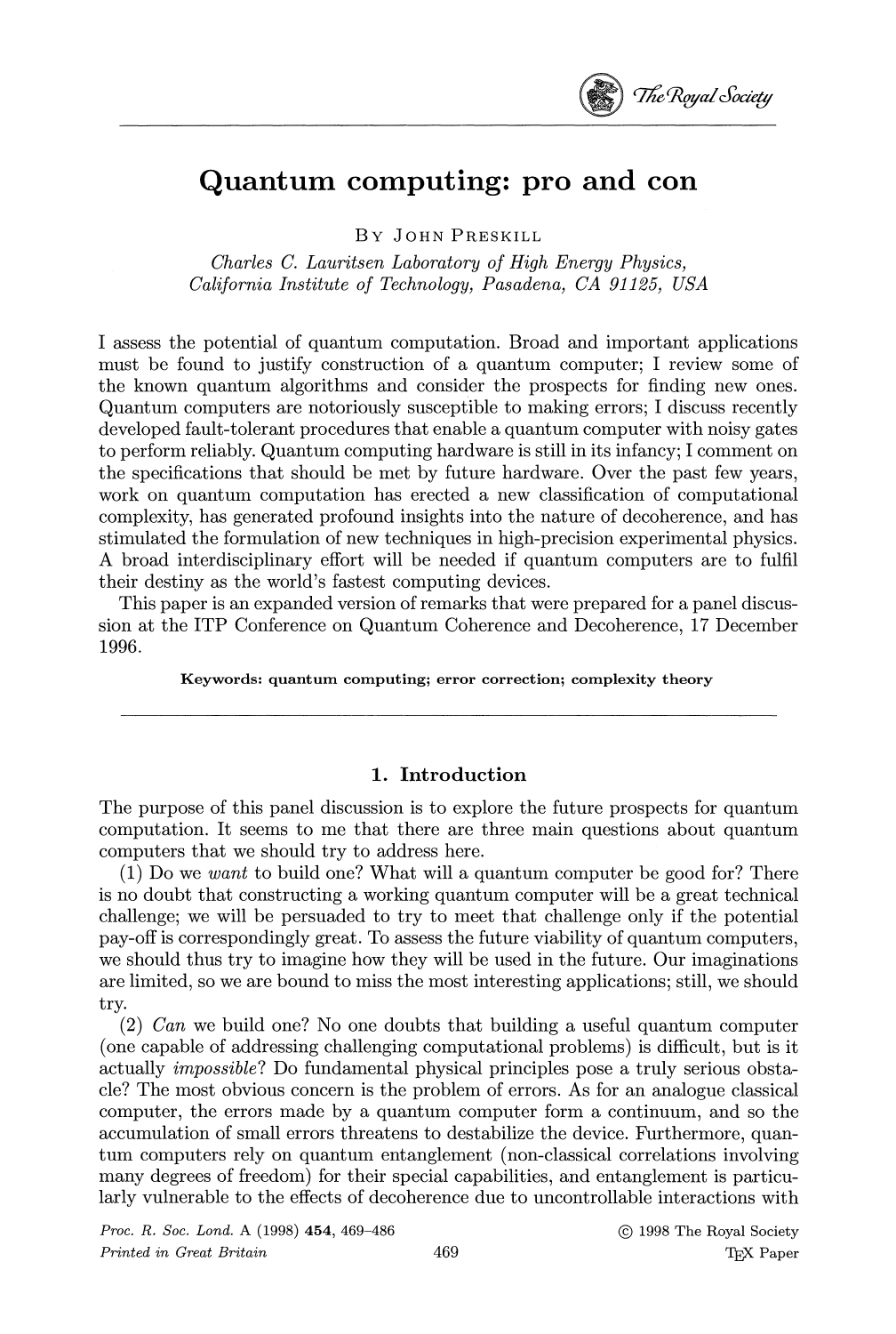# Quantum computing: pro and con

By John Preskill

*Charles C. Lauritsen Laboratory of High Energy Physics,*
*California Institute of Technology, Pasadena, CA 91125, USA*

I assess the potential of quantum computation. Broad and important applications must be found to justify construction of a quantum computer; I review some of the known quantum algorithms and consider the prospects for finding new ones. Quantum computers are notoriously susceptible to making errors; I discuss recently developed fault-tolerant procedures that enable a quantum computer with noisy gates to perform reliably. Quantum computing hardware is still in its infancy; I comment on the specifications that should be met by future hardware. Over the past few years, work on quantum computation has erected a new classification of computational complexity, has generated profound insights into the nature of decoherence, and has stimulated the formulation of new techniques in high-precision experimental physics. A broad interdisciplinary effort will be needed if quantum computers are to fulfil their destiny as the world's fastest computing devices.

This paper is an expanded version of remarks that were prepared for a panel discussion at the ITP Conference on Quantum Coherence and Decoherence, 17 December 1996.

**Keywords: quantum computing; error correction; complexity theory**

## 1. Introduction

The purpose of this panel discussion is to explore the future prospects for quantum computation. It seems to me that there are three main questions about quantum computers that we should try to address here.

(1) Do we *want* to build one? What will a quantum computer be good for? There is no doubt that constructing a working quantum computer will be a great technical challenge; we will be persuaded to try to meet that challenge only if the potential pay-off is correspondingly great. To assess the future viability of quantum computers, we should thus try to imagine how they will be used in the future. Our imaginations are limited, so we are bound to miss the most interesting applications; still, we should try.

(2) *Can* we build one? No one doubts that building a useful quantum computer (one capable of addressing challenging computational problems) is difficult, but is it actually *impossible*? Do fundamental physical principles pose a truly serious obstacle? The most obvious concern is the problem of errors. As for an analogue classical computer, the errors made by a quantum computer form a continuum, and so the accumulation of small errors threatens to destabilize the device. Furthermore, quantum computers rely on quantum entanglement (non-classical correlations involving many degrees of freedom) for their special capabilities, and entanglement is particularly vulnerable to the effects of decoherence due to uncontrollable interactions with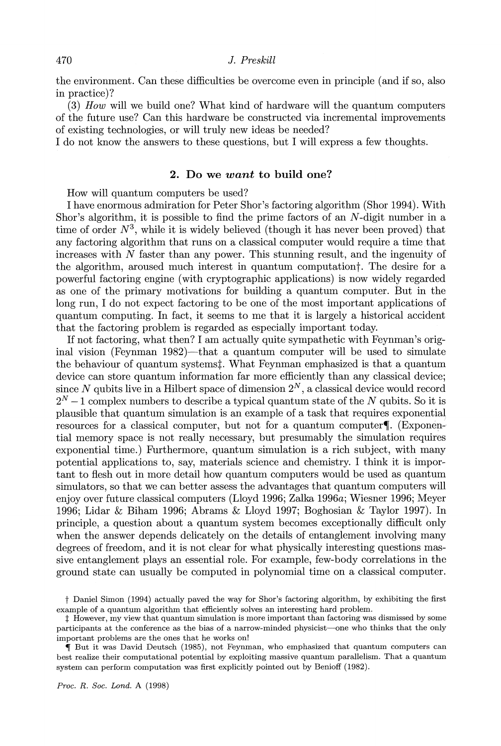the environment. Can these difficulties be overcome even in principle (and if so, also in practice)?

(3) *How* will we build one? What kind of hardware will the quantum computers of the future use? Can this hardware be constructed via incremental improvements of existing technologies, or will truly new ideas be needed?

I do not know the answers to these questions, but I will express a few thoughts.

## 2. Do we *want* to build one?

How will quantum computers be used?

I have enormous admiration for Peter Shor's factoring algorithm (Shor 1994). With Shor's algorithm, it is possible to find the prime factors of an $N$-digit number in a time of order $N^3$, while it is widely believed (though it has never been proved) that any factoring algorithm that runs on a classical computer would require a time that increases with $N$ faster than any power. This stunning result, and the ingenuity of the algorithm, aroused much interest in quantum computation†. The desire for a powerful factoring engine (with cryptographic applications) is now widely regarded as one of the primary motivations for building a quantum computer. But in the long run, I do not expect factoring to be one of the most important applications of quantum computing. In fact, it seems to me that it is largely a historical accident that the factoring problem is regarded as especially important today.

If not factoring, what then? I am actually quite sympathetic with Feynman's original vision (Feynman 1982)—that a quantum computer will be used to simulate the behaviour of quantum systems‡. What Feynman emphasized is that a quantum device can store quantum information far more efficiently than any classical device; since $N$ qubits live in a Hilbert space of dimension $2^N$, a classical device would record $2^N - 1$ complex numbers to describe a typical quantum state of the $N$ qubits. So it is plausible that quantum simulation is an example of a task that requires exponential resources for a classical computer, but not for a quantum computer¶. (Exponential memory space is not really necessary, but presumably the simulation requires exponential time.) Furthermore, quantum simulation is a rich subject, with many potential applications to, say, materials science and chemistry. I think it is important to flesh out in more detail how quantum computers would be used as quantum simulators, so that we can better assess the advantages that quantum computers will enjoy over future classical computers (Lloyd 1996; Zalka 1996*a*; Wiesner 1996; Meyer 1996; Lidar & Biham 1996; Abrams & Lloyd 1997; Boghosian & Taylor 1997). In principle, a question about a quantum system becomes exceptionally difficult only when the answer depends delicately on the details of entanglement involving many degrees of freedom, and it is not clear for what physically interesting questions massive entanglement plays an essential role. For example, few-body correlations in the ground state can usually be computed in polynomial time on a classical computer.

† Daniel Simon (1994) actually paved the way for Shor's factoring algorithm, by exhibiting the first example of a quantum algorithm that efficiently solves an interesting hard problem.

‡ However, my view that quantum simulation is more important than factoring was dismissed by some participants at the conference as the bias of a narrow-minded physicist—one who thinks that the only important problems are the ones that he works on!

¶ But it was David Deutsch (1985), not Feynman, who emphasized that quantum computers can best realize their computational potential by exploiting massive quantum parallelism. That a quantum system can perform computation was first explicitly pointed out by Benioff (1982).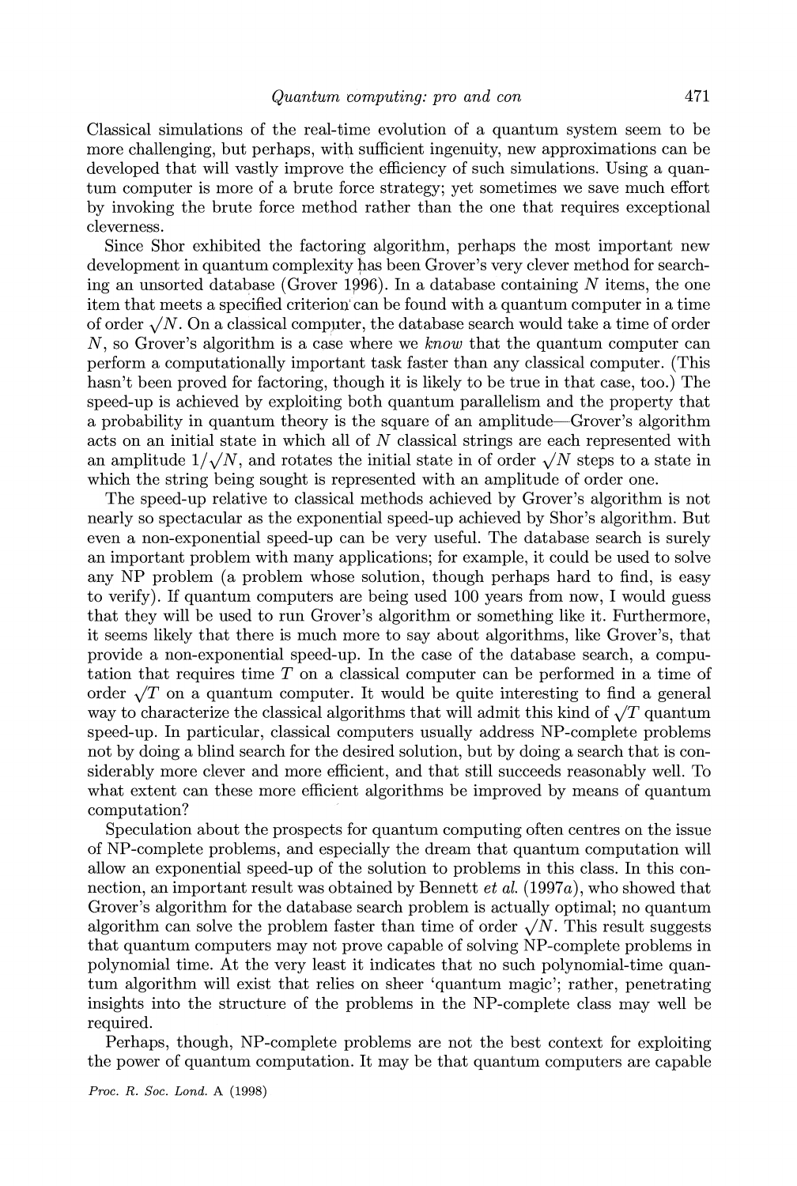Classical simulations of the real-time evolution of a quantum system seem to be more challenging, but perhaps, with sufficient ingenuity, new approximations can be developed that will vastly improve the efficiency of such simulations. Using a quantum computer is more of a brute force strategy; yet sometimes we save much effort by invoking the brute force method rather than the one that requires exceptional cleverness.

Since Shor exhibited the factoring algorithm, perhaps the most important new development in quantum complexity has been Grover's very clever method for searching an unsorted database (Grover 1996). In a database containing $N$ items, the one item that meets a specified criterion can be found with a quantum computer in a time of order $\sqrt{N}$. On a classical computer, the database search would take a time of order $N$, so Grover's algorithm is a case where we *know* that the quantum computer can perform a computationally important task faster than any classical computer. (This hasn't been proved for factoring, though it is likely to be true in that case, too.) The speed-up is achieved by exploiting both quantum parallelism and the property that a probability in quantum theory is the square of an amplitude—Grover's algorithm acts on an initial state in which all of $N$ classical strings are each represented with an amplitude $1/\sqrt{N}$, and rotates the initial state in of order $\sqrt{N}$ steps to a state in which the string being sought is represented with an amplitude of order one.

The speed-up relative to classical methods achieved by Grover's algorithm is not nearly so spectacular as the exponential speed-up achieved by Shor's algorithm. But even a non-exponential speed-up can be very useful. The database search is surely an important problem with many applications; for example, it could be used to solve any NP problem (a problem whose solution, though perhaps hard to find, is easy to verify). If quantum computers are being used 100 years from now, I would guess that they will be used to run Grover's algorithm or something like it. Furthermore, it seems likely that there is much more to say about algorithms, like Grover's, that provide a non-exponential speed-up. In the case of the database search, a computation that requires time $T$ on a classical computer can be performed in a time of order $\sqrt{T}$ on a quantum computer. It would be quite interesting to find a general way to characterize the classical algorithms that will admit this kind of $\sqrt{T}$ quantum speed-up. In particular, classical computers usually address NP-complete problems not by doing a blind search for the desired solution, but by doing a search that is considerably more clever and more efficient, and that still succeeds reasonably well. To what extent can these more efficient algorithms be improved by means of quantum computation?

Speculation about the prospects for quantum computing often centres on the issue of NP-complete problems, and especially the dream that quantum computation will allow an exponential speed-up of the solution to problems in this class. In this connection, an important result was obtained by Bennett *et al.* (1997*a*), who showed that Grover's algorithm for the database search problem is actually optimal; no quantum algorithm can solve the problem faster than time of order $\sqrt{N}$. This result suggests that quantum computers may not prove capable of solving NP-complete problems in polynomial time. At the very least it indicates that no such polynomial-time quantum algorithm will exist that relies on sheer 'quantum magic'; rather, penetrating insights into the structure of the problems in the NP-complete class may well be required.

Perhaps, though, NP-complete problems are not the best context for exploiting the power of quantum computation. It may be that quantum computers are capable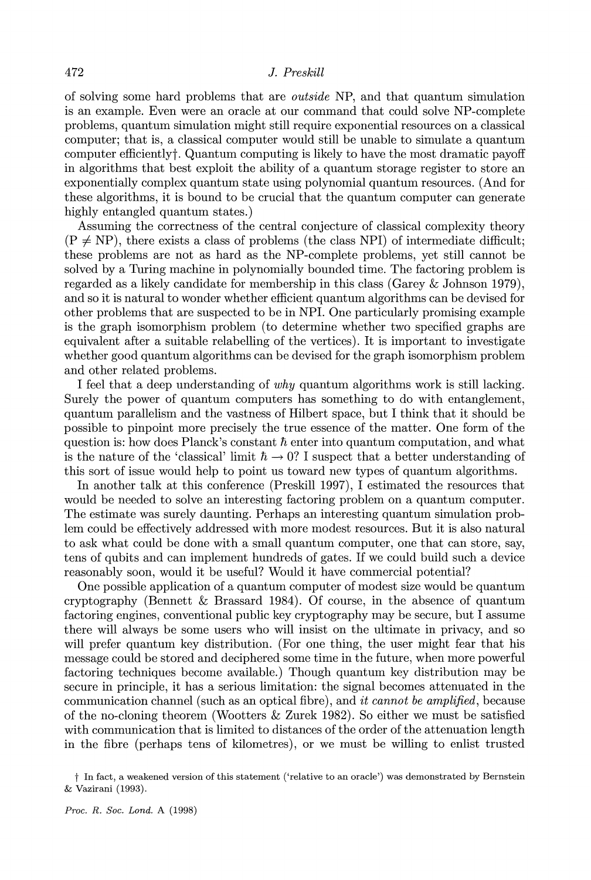of solving some hard problems that are *outside* NP, and that quantum simulation is an example. Even were an oracle at our command that could solve NP-complete problems, quantum simulation might still require exponential resources on a classical computer; that is, a classical computer would still be unable to simulate a quantum computer efficiently†. Quantum computing is likely to have the most dramatic payoff in algorithms that best exploit the ability of a quantum storage register to store an exponentially complex quantum state using polynomial quantum resources. (And for these algorithms, it is bound to be crucial that the quantum computer can generate highly entangled quantum states.)

Assuming the correctness of the central conjecture of classical complexity theory ($\mathrm{P} \neq \mathrm{NP}$), there exists a class of problems (the class NPI) of intermediate difficult; these problems are not as hard as the NP-complete problems, yet still cannot be solved by a Turing machine in polynomially bounded time. The factoring problem is regarded as a likely candidate for membership in this class (Garey & Johnson 1979), and so it is natural to wonder whether efficient quantum algorithms can be devised for other problems that are suspected to be in NPI. One particularly promising example is the graph isomorphism problem (to determine whether two specified graphs are equivalent after a suitable relabelling of the vertices). It is important to investigate whether good quantum algorithms can be devised for the graph isomorphism problem and other related problems.

I feel that a deep understanding of *why* quantum algorithms work is still lacking. Surely the power of quantum computers has something to do with entanglement, quantum parallelism and the vastness of Hilbert space, but I think that it should be possible to pinpoint more precisely the true essence of the matter. One form of the question is: how does Planck's constant $\hbar$ enter into quantum computation, and what is the nature of the 'classical' limit $\hbar \to 0$? I suspect that a better understanding of this sort of issue would help to point us toward new types of quantum algorithms.

In another talk at this conference (Preskill 1997), I estimated the resources that would be needed to solve an interesting factoring problem on a quantum computer. The estimate was surely daunting. Perhaps an interesting quantum simulation problem could be effectively addressed with more modest resources. But it is also natural to ask what could be done with a small quantum computer, one that can store, say, tens of qubits and can implement hundreds of gates. If we could build such a device reasonably soon, would it be useful? Would it have commercial potential?

One possible application of a quantum computer of modest size would be quantum cryptography (Bennett & Brassard 1984). Of course, in the absence of quantum factoring engines, conventional public key cryptography may be secure, but I assume there will always be some users who will insist on the ultimate in privacy, and so will prefer quantum key distribution. (For one thing, the user might fear that his message could be stored and deciphered some time in the future, when more powerful factoring techniques become available.) Though quantum key distribution may be secure in principle, it has a serious limitation: the signal becomes attenuated in the communication channel (such as an optical fibre), and *it cannot be amplified*, because of the no-cloning theorem (Wootters & Zurek 1982). So either we must be satisfied with communication that is limited to distances of the order of the attenuation length in the fibre (perhaps tens of kilometres), or we must be willing to enlist trusted

† In fact, a weakened version of this statement ('relative to an oracle') was demonstrated by Bernstein & Vazirani (1993).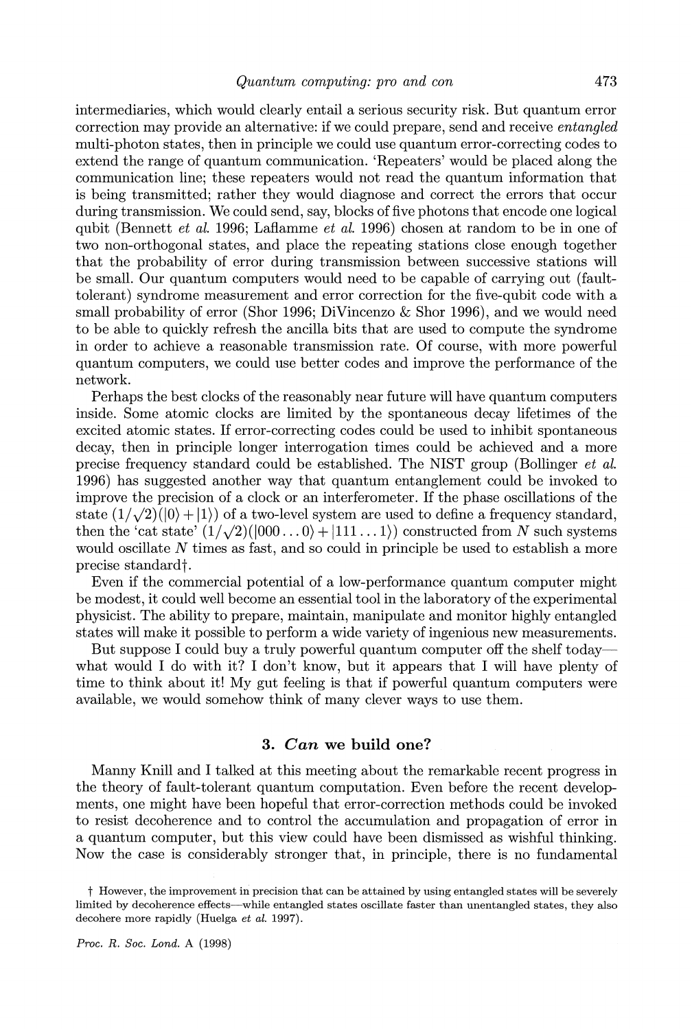intermediaries, which would clearly entail a serious security risk. But quantum error correction may provide an alternative: if we could prepare, send and receive *entangled* multi-photon states, then in principle we could use quantum error-correcting codes to extend the range of quantum communication. 'Repeaters' would be placed along the communication line; these repeaters would not read the quantum information that is being transmitted; rather they would diagnose and correct the errors that occur during transmission. We could send, say, blocks of five photons that encode one logical qubit (Bennett *et al.* 1996; Laflamme *et al.* 1996) chosen at random to be in one of two non-orthogonal states, and place the repeating stations close enough together that the probability of error during transmission between successive stations will be small. Our quantum computers would need to be capable of carrying out (fault-tolerant) syndrome measurement and error correction for the five-qubit code with a small probability of error (Shor 1996; DiVincenzo & Shor 1996), and we would need to be able to quickly refresh the ancilla bits that are used to compute the syndrome in order to achieve a reasonable transmission rate. Of course, with more powerful quantum computers, we could use better codes and improve the performance of the network.

Perhaps the best clocks of the reasonably near future will have quantum computers inside. Some atomic clocks are limited by the spontaneous decay lifetimes of the excited atomic states. If error-correcting codes could be used to inhibit spontaneous decay, then in principle longer interrogation times could be achieved and a more precise frequency standard could be established. The NIST group (Bollinger *et al.* 1996) has suggested another way that quantum entanglement could be invoked to improve the precision of a clock or an interferometer. If the phase oscillations of the state $(1/\sqrt{2})(|0\rangle + |1\rangle)$ of a two-level system are used to define a frequency standard, then the 'cat state' $(1/\sqrt{2})(|000\ldots0\rangle + |111\ldots1\rangle)$ constructed from $N$ such systems would oscillate $N$ times as fast, and so could in principle be used to establish a more precise standard†.

Even if the commercial potential of a low-performance quantum computer might be modest, it could well become an essential tool in the laboratory of the experimental physicist. The ability to prepare, maintain, manipulate and monitor highly entangled states will make it possible to perform a wide variety of ingenious new measurements.

But suppose I could buy a truly powerful quantum computer off the shelf today—what would I do with it? I don't know, but it appears that I will have plenty of time to think about it! My gut feeling is that if powerful quantum computers were available, we would somehow think of many clever ways to use them.

## 3. *Can* we build one?

Manny Knill and I talked at this meeting about the remarkable recent progress in the theory of fault-tolerant quantum computation. Even before the recent developments, one might have been hopeful that error-correction methods could be invoked to resist decoherence and to control the accumulation and propagation of error in a quantum computer, but this view could have been dismissed as wishful thinking. Now the case is considerably stronger that, in principle, there is no fundamental

† However, the improvement in precision that can be attained by using entangled states will be severely limited by decoherence effects—while entangled states oscillate faster than unentangled states, they also decohere more rapidly (Huelga *et al.* 1997).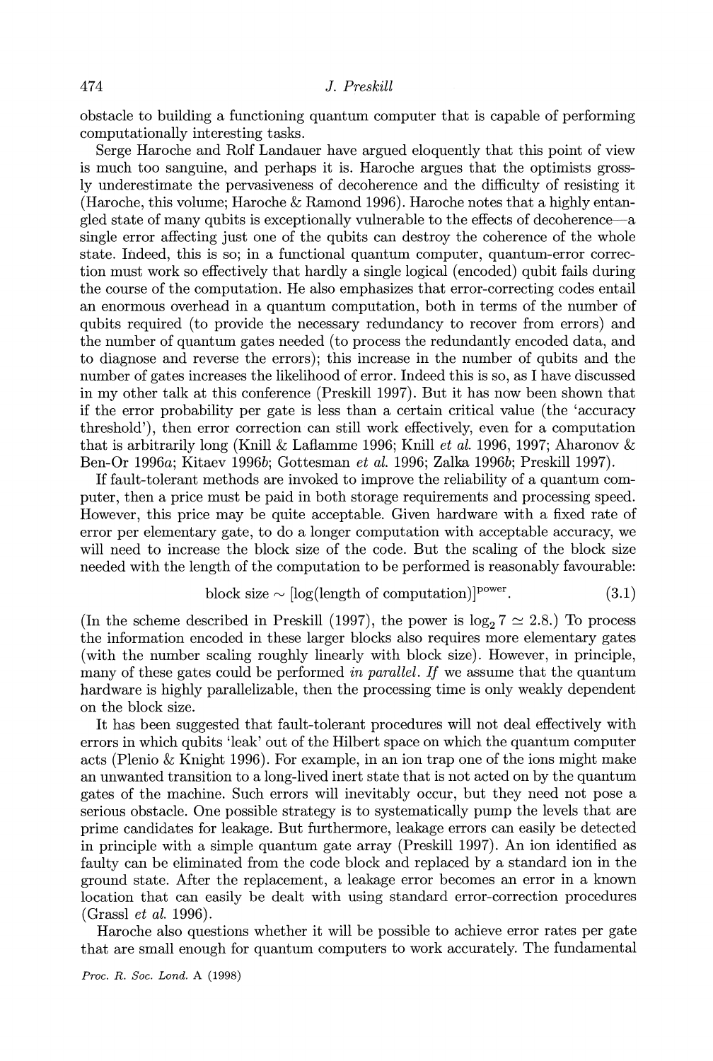obstacle to building a functioning quantum computer that is capable of performing computationally interesting tasks.

Serge Haroche and Rolf Landauer have argued eloquently that this point of view is much too sanguine, and perhaps it is. Haroche argues that the optimists grossly underestimate the pervasiveness of decoherence and the difficulty of resisting it (Haroche, this volume; Haroche & Ramond 1996). Haroche notes that a highly entangled state of many qubits is exceptionally vulnerable to the effects of decoherence—a single error affecting just one of the qubits can destroy the coherence of the whole state. Indeed, this is so; in a functional quantum computer, quantum-error correction must work so effectively that hardly a single logical (encoded) qubit fails during the course of the computation. He also emphasizes that error-correcting codes entail an enormous overhead in a quantum computation, both in terms of the number of qubits required (to provide the necessary redundancy to recover from errors) and the number of quantum gates needed (to process the redundantly encoded data, and to diagnose and reverse the errors); this increase in the number of qubits and the number of gates increases the likelihood of error. Indeed this is so, as I have discussed in my other talk at this conference (Preskill 1997). But it has now been shown that if the error probability per gate is less than a certain critical value (the 'accuracy threshold'), then error correction can still work effectively, even for a computation that is arbitrarily long (Knill & Laflamme 1996; Knill *et al.* 1996, 1997; Aharonov & Ben-Or 1996*a*; Kitaev 1996*b*; Gottesman *et al.* 1996; Zalka 1996*b*; Preskill 1997).

If fault-tolerant methods are invoked to improve the reliability of a quantum computer, then a price must be paid in both storage requirements and processing speed. However, this price may be quite acceptable. Given hardware with a fixed rate of error per elementary gate, to do a longer computation with acceptable accuracy, we will need to increase the block size of the code. But the scaling of the block size needed with the length of the computation to be performed is reasonably favourable:

$$\text{block size} \sim [\log(\text{length of computation})]^{\text{power}}. \tag{3.1}$$

(In the scheme described in Preskill (1997), the power is $\log_2 7 \simeq 2.8$.) To process the information encoded in these larger blocks also requires more elementary gates (with the number scaling roughly linearly with block size). However, in principle, many of these gates could be performed *in parallel*. *If* we assume that the quantum hardware is highly parallelizable, then the processing time is only weakly dependent on the block size.

It has been suggested that fault-tolerant procedures will not deal effectively with errors in which qubits 'leak' out of the Hilbert space on which the quantum computer acts (Plenio & Knight 1996). For example, in an ion trap one of the ions might make an unwanted transition to a long-lived inert state that is not acted on by the quantum gates of the machine. Such errors will inevitably occur, but they need not pose a serious obstacle. One possible strategy is to systematically pump the levels that are prime candidates for leakage. But furthermore, leakage errors can easily be detected in principle with a simple quantum gate array (Preskill 1997). An ion identified as faulty can be eliminated from the code block and replaced by a standard ion in the ground state. After the replacement, a leakage error becomes an error in a known location that can easily be dealt with using standard error-correction procedures (Grassl *et al.* 1996).

Haroche also questions whether it will be possible to achieve error rates per gate that are small enough for quantum computers to work accurately. The fundamental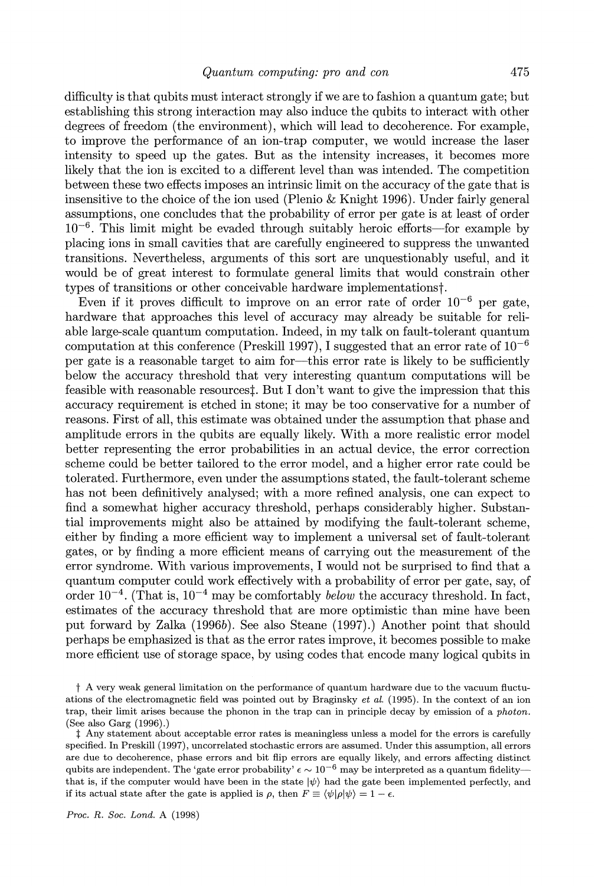difficulty is that qubits must interact strongly if we are to fashion a quantum gate; but establishing this strong interaction may also induce the qubits to interact with other degrees of freedom (the environment), which will lead to decoherence. For example, to improve the performance of an ion-trap computer, we would increase the laser intensity to speed up the gates. But as the intensity increases, it becomes more likely that the ion is excited to a different level than was intended. The competition between these two effects imposes an intrinsic limit on the accuracy of the gate that is insensitive to the choice of the ion used (Plenio & Knight 1996). Under fairly general assumptions, one concludes that the probability of error per gate is at least of order $10^{-6}$. This limit might be evaded through suitably heroic efforts—for example by placing ions in small cavities that are carefully engineered to suppress the unwanted transitions. Nevertheless, arguments of this sort are unquestionably useful, and it would be of great interest to formulate general limits that would constrain other types of transitions or other conceivable hardware implementations†.

Even if it proves difficult to improve on an error rate of order $10^{-6}$ per gate, hardware that approaches this level of accuracy may already be suitable for reliable large-scale quantum computation. Indeed, in my talk on fault-tolerant quantum computation at this conference (Preskill 1997), I suggested that an error rate of $10^{-6}$ per gate is a reasonable target to aim for—this error rate is likely to be sufficiently below the accuracy threshold that very interesting quantum computations will be feasible with reasonable resources‡. But I don't want to give the impression that this accuracy requirement is etched in stone; it may be too conservative for a number of reasons. First of all, this estimate was obtained under the assumption that phase and amplitude errors in the qubits are equally likely. With a more realistic error model better representing the error probabilities in an actual device, the error correction scheme could be better tailored to the error model, and a higher error rate could be tolerated. Furthermore, even under the assumptions stated, the fault-tolerant scheme has not been definitively analysed; with a more refined analysis, one can expect to find a somewhat higher accuracy threshold, perhaps considerably higher. Substantial improvements might also be attained by modifying the fault-tolerant scheme, either by finding a more efficient way to implement a universal set of fault-tolerant gates, or by finding a more efficient means of carrying out the measurement of the error syndrome. With various improvements, I would not be surprised to find that a quantum computer could work effectively with a probability of error per gate, say, of order $10^{-4}$. (That is, $10^{-4}$ may be comfortably *below* the accuracy threshold. In fact, estimates of the accuracy threshold that are more optimistic than mine have been put forward by Zalka (1996*b*). See also Steane (1997).) Another point that should perhaps be emphasized is that as the error rates improve, it becomes possible to make more efficient use of storage space, by using codes that encode many logical qubits in

† A very weak general limitation on the performance of quantum hardware due to the vacuum fluctuations of the electromagnetic field was pointed out by Braginsky *et al.* (1995). In the context of an ion trap, their limit arises because the phonon in the trap can in principle decay by emission of a *photon*. (See also Garg (1996).)

‡ Any statement about acceptable error rates is meaningless unless a model for the errors is carefully specified. In Preskill (1997), uncorrelated stochastic errors are assumed. Under this assumption, all errors are due to decoherence, phase errors and bit flip errors are equally likely, and errors affecting distinct qubits are independent. The 'gate error probability' $\epsilon \sim 10^{-6}$ may be interpreted as a quantum fidelity—that is, if the computer would have been in the state $|\psi\rangle$ had the gate been implemented perfectly, and if its actual state after the gate is applied is $\rho$, then $F \equiv \langle\psi|\rho|\psi\rangle = 1 - \epsilon$.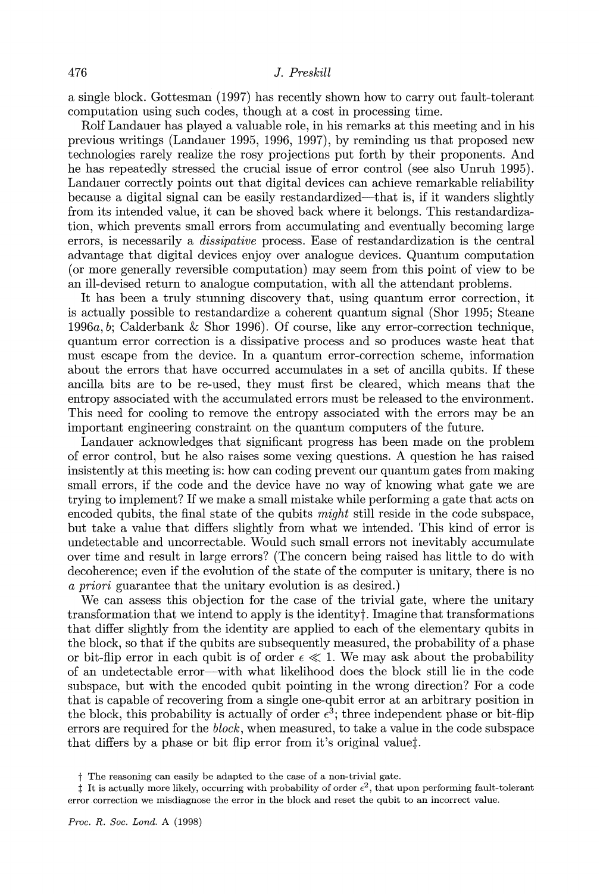a single block. Gottesman (1997) has recently shown how to carry out fault-tolerant computation using such codes, though at a cost in processing time.

Rolf Landauer has played a valuable role, in his remarks at this meeting and in his previous writings (Landauer 1995, 1996, 1997), by reminding us that proposed new technologies rarely realize the rosy projections put forth by their proponents. And he has repeatedly stressed the crucial issue of error control (see also Unruh 1995). Landauer correctly points out that digital devices can achieve remarkable reliability because a digital signal can be easily restandardized—that is, if it wanders slightly from its intended value, it can be shoved back where it belongs. This restandardization, which prevents small errors from accumulating and eventually becoming large errors, is necessarily a *dissipative* process. Ease of restandardization is the central advantage that digital devices enjoy over analogue devices. Quantum computation (or more generally reversible computation) may seem from this point of view to be an ill-devised return to analogue computation, with all the attendant problems.

It has been a truly stunning discovery that, using quantum error correction, it is actually possible to restandardize a coherent quantum signal (Shor 1995; Steane 1996*a*, *b*; Calderbank & Shor 1996). Of course, like any error-correction technique, quantum error correction is a dissipative process and so produces waste heat that must escape from the device. In a quantum error-correction scheme, information about the errors that have occurred accumulates in a set of ancilla qubits. If these ancilla bits are to be re-used, they must first be cleared, which means that the entropy associated with the accumulated errors must be released to the environment. This need for cooling to remove the entropy associated with the errors may be an important engineering constraint on the quantum computers of the future.

Landauer acknowledges that significant progress has been made on the problem of error control, but he also raises some vexing questions. A question he has raised insistently at this meeting is: how can coding prevent our quantum gates from making small errors, if the code and the device have no way of knowing what gate we are trying to implement? If we make a small mistake while performing a gate that acts on encoded qubits, the final state of the qubits *might* still reside in the code subspace, but take a value that differs slightly from what we intended. This kind of error is undetectable and uncorrectable. Would such small errors not inevitably accumulate over time and result in large errors? (The concern being raised has little to do with decoherence; even if the evolution of the state of the computer is unitary, there is no *a priori* guarantee that the unitary evolution is as desired.)

We can assess this objection for the case of the trivial gate, where the unitary transformation that we intend to apply is the identity†. Imagine that transformations that differ slightly from the identity are applied to each of the elementary qubits in the block, so that if the qubits are subsequently measured, the probability of a phase or bit-flip error in each qubit is of order $\epsilon \ll 1$. We may ask about the probability of an undetectable error—with what likelihood does the block still lie in the code subspace, but with the encoded qubit pointing in the wrong direction? For a code that is capable of recovering from a single one-qubit error at an arbitrary position in the block, this probability is actually of order $\epsilon^3$; three independent phase or bit-flip errors are required for the *block*, when measured, to take a value in the code subspace that differs by a phase or bit flip error from it's original value‡.

† The reasoning can easily be adapted to the case of a non-trivial gate.

‡ It is actually more likely, occurring with probability of order $\epsilon^2$, that upon performing fault-tolerant error correction we misdiagnose the error in the block and reset the qubit to an incorrect value.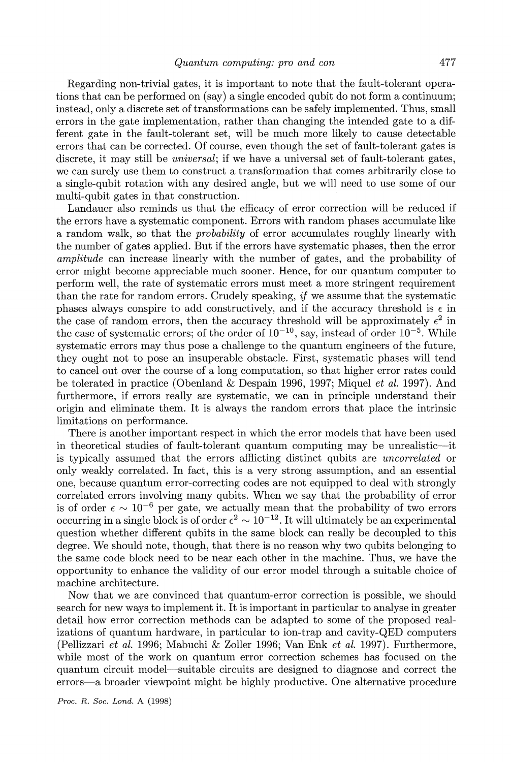Regarding non-trivial gates, it is important to note that the fault-tolerant operations that can be performed on (say) a single encoded qubit do not form a continuum; instead, only a discrete set of transformations can be safely implemented. Thus, small errors in the gate implementation, rather than changing the intended gate to a different gate in the fault-tolerant set, will be much more likely to cause detectable errors that can be corrected. Of course, even though the set of fault-tolerant gates is discrete, it may still be *universal*; if we have a universal set of fault-tolerant gates, we can surely use them to construct a transformation that comes arbitrarily close to a single-qubit rotation with any desired angle, but we will need to use some of our multi-qubit gates in that construction.

Landauer also reminds us that the efficacy of error correction will be reduced if the errors have a systematic component. Errors with random phases accumulate like a random walk, so that the *probability* of error accumulates roughly linearly with the number of gates applied. But if the errors have systematic phases, then the error *amplitude* can increase linearly with the number of gates, and the probability of error might become appreciable much sooner. Hence, for our quantum computer to perform well, the rate of systematic errors must meet a more stringent requirement than the rate for random errors. Crudely speaking, *if* we assume that the systematic phases always conspire to add constructively, and if the accuracy threshold is $\epsilon$ in the case of random errors, then the accuracy threshold will be approximately $\epsilon^2$ in the case of systematic errors; of the order of $10^{-10}$, say, instead of order $10^{-5}$. While systematic errors may thus pose a challenge to the quantum engineers of the future, they ought not to pose an insuperable obstacle. First, systematic phases will tend to cancel out over the course of a long computation, so that higher error rates could be tolerated in practice (Obenland & Despain 1996, 1997; Miquel *et al.* 1997). And furthermore, if errors really are systematic, we can in principle understand their origin and eliminate them. It is always the random errors that place the intrinsic limitations on performance.

There is another important respect in which the error models that have been used in theoretical studies of fault-tolerant quantum computing may be unrealistic—it is typically assumed that the errors afflicting distinct qubits are *uncorrelated* or only weakly correlated. In fact, this is a very strong assumption, and an essential one, because quantum error-correcting codes are not equipped to deal with strongly correlated errors involving many qubits. When we say that the probability of error is of order $\epsilon \sim 10^{-6}$ per gate, we actually mean that the probability of two errors occurring in a single block is of order $\epsilon^2 \sim 10^{-12}$. It will ultimately be an experimental question whether different qubits in the same block can really be decoupled to this degree. We should note, though, that there is no reason why two qubits belonging to the same code block need to be near each other in the machine. Thus, we have the opportunity to enhance the validity of our error model through a suitable choice of machine architecture.

Now that we are convinced that quantum-error correction is possible, we should search for new ways to implement it. It is important in particular to analyse in greater detail how error correction methods can be adapted to some of the proposed realizations of quantum hardware, in particular to ion-trap and cavity-QED computers (Pellizzari *et al.* 1996; Mabuchi & Zoller 1996; Van Enk *et al.* 1997). Furthermore, while most of the work on quantum error correction schemes has focused on the quantum circuit model—suitable circuits are designed to diagnose and correct the errors—a broader viewpoint might be highly productive. One alternative procedure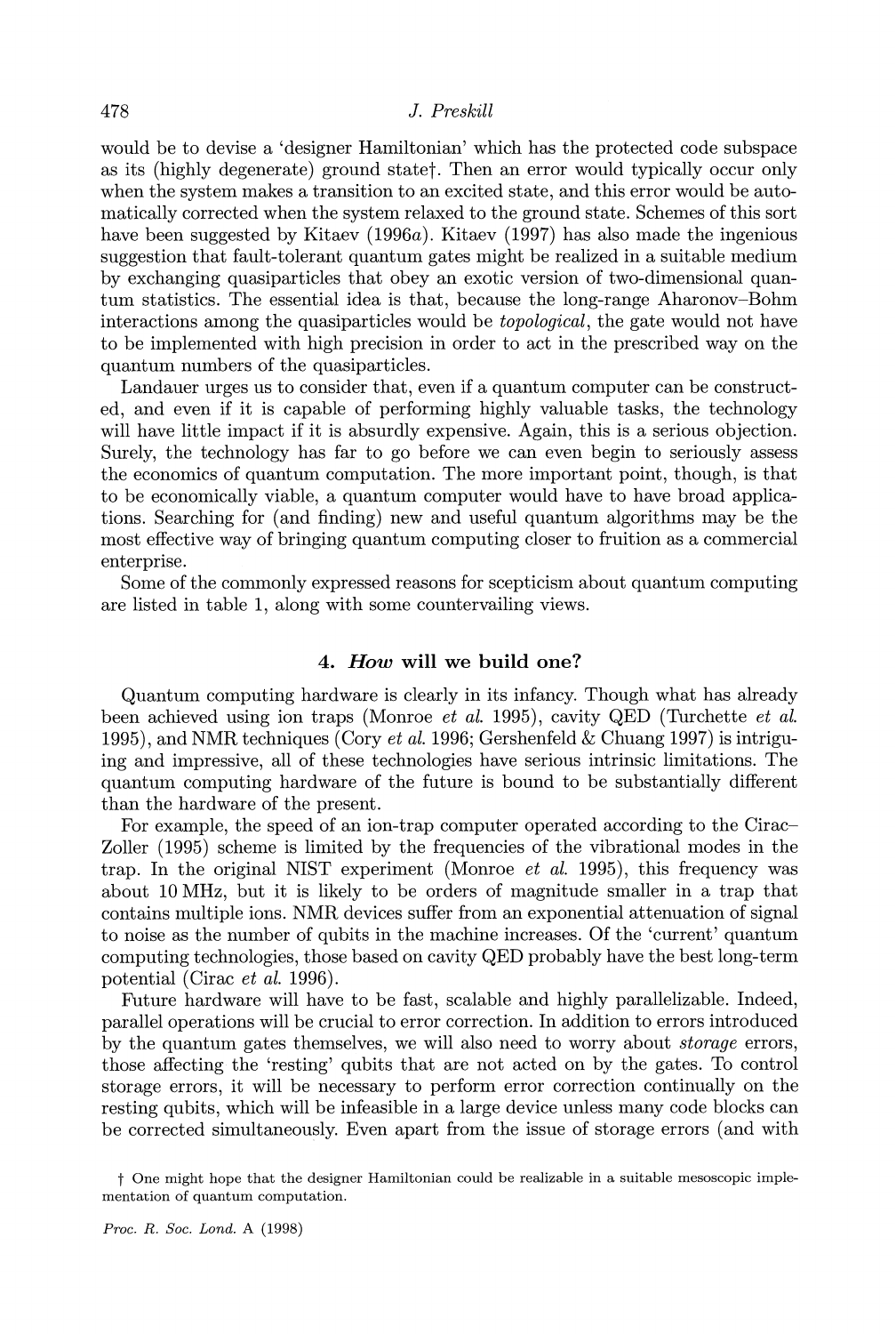would be to devise a 'designer Hamiltonian' which has the protected code subspace as its (highly degenerate) ground state†. Then an error would typically occur only when the system makes a transition to an excited state, and this error would be automatically corrected when the system relaxed to the ground state. Schemes of this sort have been suggested by Kitaev (1996*a*). Kitaev (1997) has also made the ingenious suggestion that fault-tolerant quantum gates might be realized in a suitable medium by exchanging quasiparticles that obey an exotic version of two-dimensional quantum statistics. The essential idea is that, because the long-range Aharonov–Bohm interactions among the quasiparticles would be *topological*, the gate would not have to be implemented with high precision in order to act in the prescribed way on the quantum numbers of the quasiparticles.

Landauer urges us to consider that, even if a quantum computer can be constructed, and even if it is capable of performing highly valuable tasks, the technology will have little impact if it is absurdly expensive. Again, this is a serious objection. Surely, the technology has far to go before we can even begin to seriously assess the economics of quantum computation. The more important point, though, is that to be economically viable, a quantum computer would have to have broad applications. Searching for (and finding) new and useful quantum algorithms may be the most effective way of bringing quantum computing closer to fruition as a commercial enterprise.

Some of the commonly expressed reasons for scepticism about quantum computing are listed in table 1, along with some countervailing views.

## 4. *How* will we build one?

Quantum computing hardware is clearly in its infancy. Though what has already been achieved using ion traps (Monroe *et al.* 1995), cavity QED (Turchette *et al.* 1995), and NMR techniques (Cory *et al.* 1996; Gershenfeld & Chuang 1997) is intriguing and impressive, all of these technologies have serious intrinsic limitations. The quantum computing hardware of the future is bound to be substantially different than the hardware of the present.

For example, the speed of an ion-trap computer operated according to the Cirac–Zoller (1995) scheme is limited by the frequencies of the vibrational modes in the trap. In the original NIST experiment (Monroe *et al.* 1995), this frequency was about 10 MHz, but it is likely to be orders of magnitude smaller in a trap that contains multiple ions. NMR devices suffer from an exponential attenuation of signal to noise as the number of qubits in the machine increases. Of the 'current' quantum computing technologies, those based on cavity QED probably have the best long-term potential (Cirac *et al.* 1996).

Future hardware will have to be fast, scalable and highly parallelizable. Indeed, parallel operations will be crucial to error correction. In addition to errors introduced by the quantum gates themselves, we will also need to worry about *storage* errors, those affecting the 'resting' qubits that are not acted on by the gates. To control storage errors, it will be necessary to perform error correction continually on the resting qubits, which will be infeasible in a large device unless many code blocks can be corrected simultaneously. Even apart from the issue of storage errors (and with

† One might hope that the designer Hamiltonian could be realizable in a suitable mesoscopic implementation of quantum computation.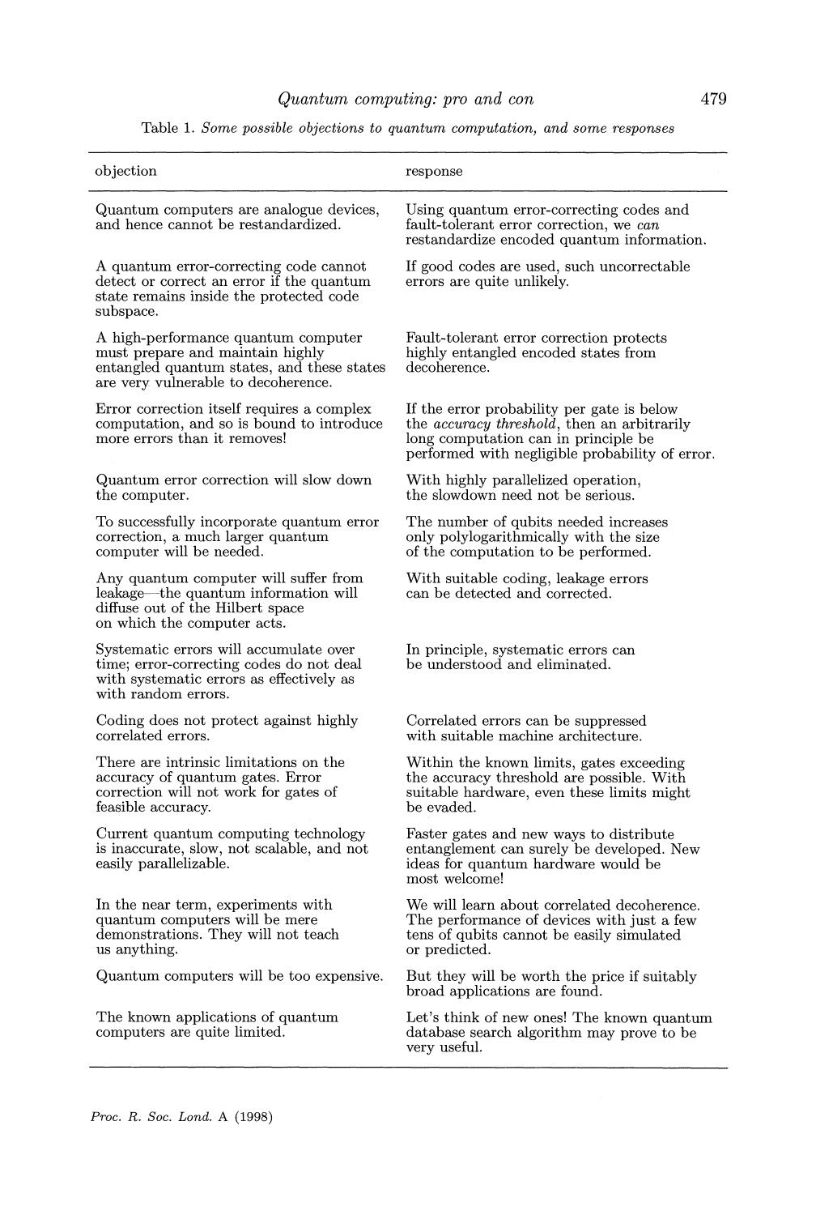Table 1. *Some possible objections to quantum computation, and some responses*

| objection | response |
| --- | --- |
| Quantum computers are analogue devices, and hence cannot be restandardized. | Using quantum error-correcting codes and fault-tolerant error correction, we *can* restandardize encoded quantum information. |
| A quantum error-correcting code cannot detect or correct an error if the quantum state remains inside the protected code subspace. | If good codes are used, such uncorrectable errors are quite unlikely. |
| A high-performance quantum computer must prepare and maintain highly entangled quantum states, and these states are very vulnerable to decoherence. | Fault-tolerant error correction protects highly entangled encoded states from decoherence. |
| Error correction itself requires a complex computation, and so is bound to introduce more errors than it removes! | If the error probability per gate is below the *accuracy threshold*, then an arbitrarily long computation can in principle be performed with negligible probability of error. |
| Quantum error correction will slow down the computer. | With highly parallelized operation, the slowdown need not be serious. |
| To successfully incorporate quantum error correction, a much larger quantum computer will be needed. | The number of qubits needed increases only polylogarithmically with the size of the computation to be performed. |
| Any quantum computer will suffer from leakage—the quantum information will diffuse out of the Hilbert space on which the computer acts. | With suitable coding, leakage errors can be detected and corrected. |
| Systematic errors will accumulate over time; error-correcting codes do not deal with systematic errors as effectively as with random errors. | In principle, systematic errors can be understood and eliminated. |
| Coding does not protect against highly correlated errors. | Correlated errors can be suppressed with suitable machine architecture. |
| There are intrinsic limitations on the accuracy of quantum gates. Error correction will not work for gates of feasible accuracy. | Within the known limits, gates exceeding the accuracy threshold are possible. With suitable hardware, even these limits might be evaded. |
| Current quantum computing technology is inaccurate, slow, not scalable, and not easily parallelizable. | Faster gates and new ways to distribute entanglement can surely be developed. New ideas for quantum hardware would be most welcome! |
| In the near term, experiments with quantum computers will be mere demonstrations. They will not teach us anything. | We will learn about correlated decoherence. The performance of devices with just a few tens of qubits cannot be easily simulated or predicted. |
| Quantum computers will be too expensive. | But they will be worth the price if suitably broad applications are found. |
| The known applications of quantum computers are quite limited. | Let's think of new ones! The known quantum database search algorithm may prove to be very useful. |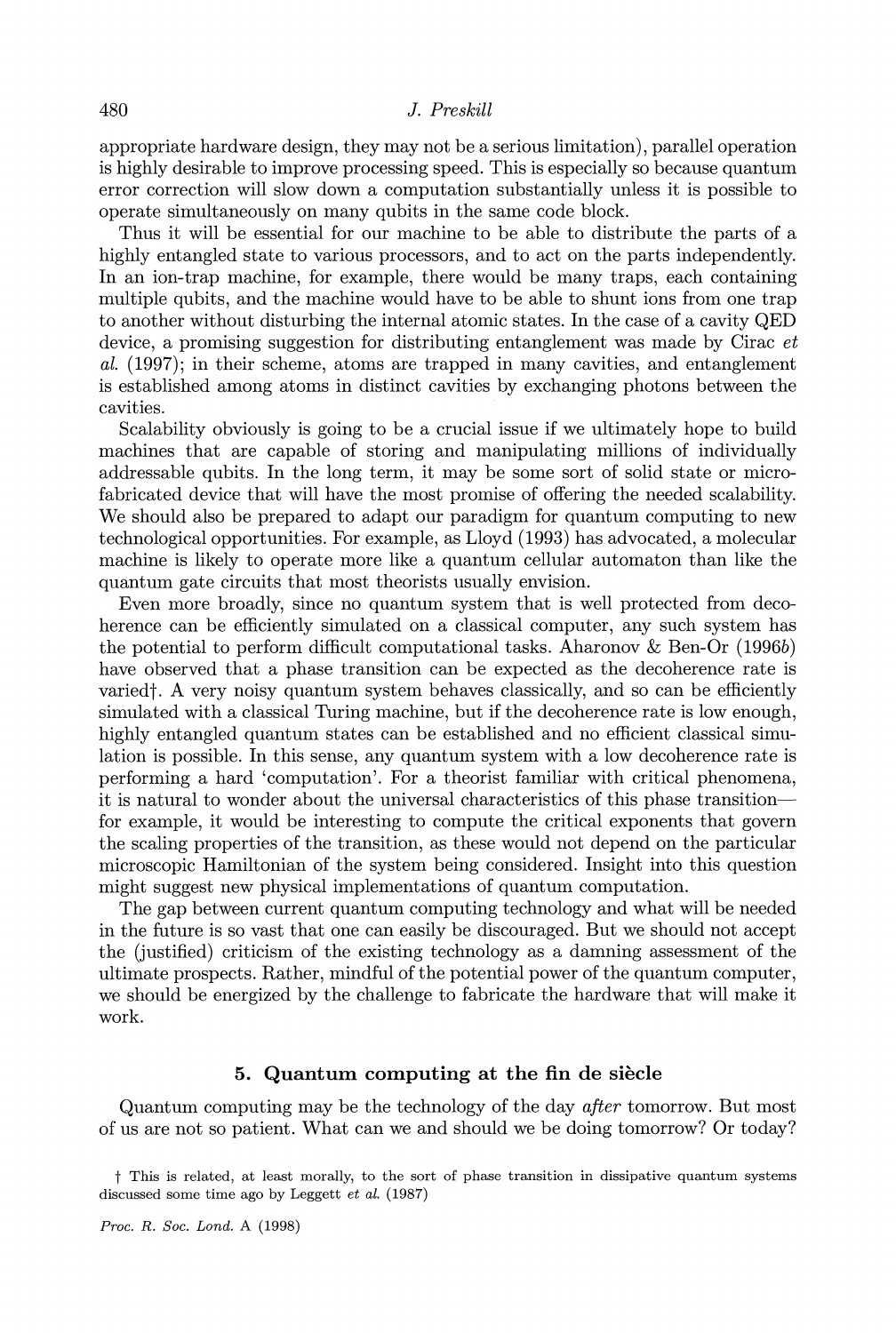appropriate hardware design, they may not be a serious limitation), parallel operation is highly desirable to improve processing speed. This is especially so because quantum error correction will slow down a computation substantially unless it is possible to operate simultaneously on many qubits in the same code block.

Thus it will be essential for our machine to be able to distribute the parts of a highly entangled state to various processors, and to act on the parts independently. In an ion-trap machine, for example, there would be many traps, each containing multiple qubits, and the machine would have to be able to shunt ions from one trap to another without disturbing the internal atomic states. In the case of a cavity QED device, a promising suggestion for distributing entanglement was made by Cirac *et al.* (1997); in their scheme, atoms are trapped in many cavities, and entanglement is established among atoms in distinct cavities by exchanging photons between the cavities.

Scalability obviously is going to be a crucial issue if we ultimately hope to build machines that are capable of storing and manipulating millions of individually addressable qubits. In the long term, it may be some sort of solid state or microfabricated device that will have the most promise of offering the needed scalability. We should also be prepared to adapt our paradigm for quantum computing to new technological opportunities. For example, as Lloyd (1993) has advocated, a molecular machine is likely to operate more like a quantum cellular automaton than like the quantum gate circuits that most theorists usually envision.

Even more broadly, since no quantum system that is well protected from decoherence can be efficiently simulated on a classical computer, any such system has the potential to perform difficult computational tasks. Aharonov & Ben-Or (1996*b*) have observed that a phase transition can be expected as the decoherence rate is varied†. A very noisy quantum system behaves classically, and so can be efficiently simulated with a classical Turing machine, but if the decoherence rate is low enough, highly entangled quantum states can be established and no efficient classical simulation is possible. In this sense, any quantum system with a low decoherence rate is performing a hard 'computation'. For a theorist familiar with critical phenomena, it is natural to wonder about the universal characteristics of this phase transition—for example, it would be interesting to compute the critical exponents that govern the scaling properties of the transition, as these would not depend on the particular microscopic Hamiltonian of the system being considered. Insight into this question might suggest new physical implementations of quantum computation.

The gap between current quantum computing technology and what will be needed in the future is so vast that one can easily be discouraged. But we should not accept the (justified) criticism of the existing technology as a damning assessment of the ultimate prospects. Rather, mindful of the potential power of the quantum computer, we should be energized by the challenge to fabricate the hardware that will make it work.

## 5. Quantum computing at the fin de siècle

Quantum computing may be the technology of the day *after* tomorrow. But most of us are not so patient. What can we and should we be doing tomorrow? Or today?

† This is related, at least morally, to the sort of phase transition in dissipative quantum systems discussed some time ago by Leggett *et al.* (1987)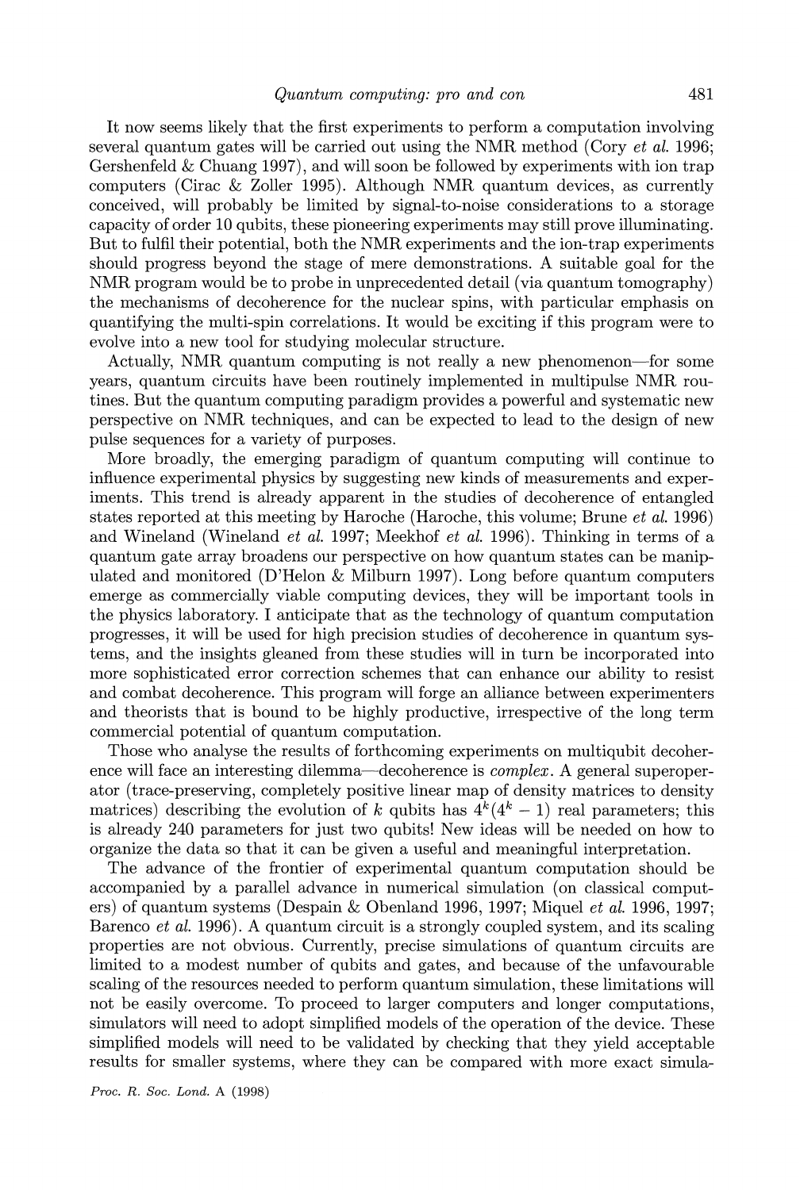It now seems likely that the first experiments to perform a computation involving several quantum gates will be carried out using the NMR method (Cory *et al.* 1996; Gershenfeld & Chuang 1997), and will soon be followed by experiments with ion trap computers (Cirac & Zoller 1995). Although NMR quantum devices, as currently conceived, will probably be limited by signal-to-noise considerations to a storage capacity of order 10 qubits, these pioneering experiments may still prove illuminating. But to fulfil their potential, both the NMR experiments and the ion-trap experiments should progress beyond the stage of mere demonstrations. A suitable goal for the NMR program would be to probe in unprecedented detail (via quantum tomography) the mechanisms of decoherence for the nuclear spins, with particular emphasis on quantifying the multi-spin correlations. It would be exciting if this program were to evolve into a new tool for studying molecular structure.

Actually, NMR quantum computing is not really a new phenomenon—for some years, quantum circuits have been routinely implemented in multipulse NMR routines. But the quantum computing paradigm provides a powerful and systematic new perspective on NMR techniques, and can be expected to lead to the design of new pulse sequences for a variety of purposes.

More broadly, the emerging paradigm of quantum computing will continue to influence experimental physics by suggesting new kinds of measurements and experiments. This trend is already apparent in the studies of decoherence of entangled states reported at this meeting by Haroche (Haroche, this volume; Brune *et al.* 1996) and Wineland (Wineland *et al.* 1997; Meekhof *et al.* 1996). Thinking in terms of a quantum gate array broadens our perspective on how quantum states can be manipulated and monitored (D'Helon & Milburn 1997). Long before quantum computers emerge as commercially viable computing devices, they will be important tools in the physics laboratory. I anticipate that as the technology of quantum computation progresses, it will be used for high precision studies of decoherence in quantum systems, and the insights gleaned from these studies will in turn be incorporated into more sophisticated error correction schemes that can enhance our ability to resist and combat decoherence. This program will forge an alliance between experimenters and theorists that is bound to be highly productive, irrespective of the long term commercial potential of quantum computation.

Those who analyse the results of forthcoming experiments on multiqubit decoherence will face an interesting dilemma—decoherence is *complex*. A general superoperator (trace-preserving, completely positive linear map of density matrices to density matrices) describing the evolution of $k$ qubits has $4^k(4^k - 1)$ real parameters; this is already 240 parameters for just two qubits! New ideas will be needed on how to organize the data so that it can be given a useful and meaningful interpretation.

The advance of the frontier of experimental quantum computation should be accompanied by a parallel advance in numerical simulation (on classical computers) of quantum systems (Despain & Obenland 1996, 1997; Miquel *et al.* 1996, 1997; Barenco *et al.* 1996). A quantum circuit is a strongly coupled system, and its scaling properties are not obvious. Currently, precise simulations of quantum circuits are limited to a modest number of qubits and gates, and because of the unfavourable scaling of the resources needed to perform quantum simulation, these limitations will not be easily overcome. To proceed to larger computers and longer computations, simulators will need to adopt simplified models of the operation of the device. These simplified models will need to be validated by checking that they yield acceptable results for smaller systems, where they can be compared with more exact simula-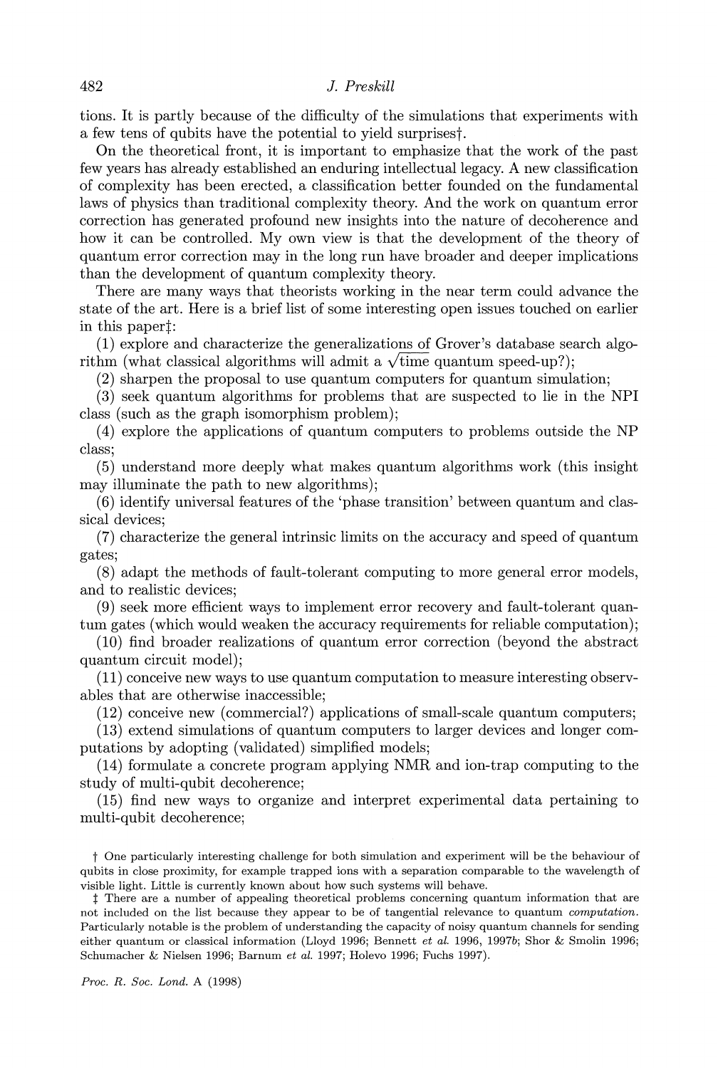tions. It is partly because of the difficulty of the simulations that experiments with a few tens of qubits have the potential to yield surprises†.

On the theoretical front, it is important to emphasize that the work of the past few years has already established an enduring intellectual legacy. A new classification of complexity has been erected, a classification better founded on the fundamental laws of physics than traditional complexity theory. And the work on quantum error correction has generated profound new insights into the nature of decoherence and how it can be controlled. My own view is that the development of the theory of quantum error correction may in the long run have broader and deeper implications than the development of quantum complexity theory.

There are many ways that theorists working in the near term could advance the state of the art. Here is a brief list of some interesting open issues touched on earlier in this paper‡:

(1) explore and characterize the generalizations of Grover's database search algorithm (what classical algorithms will admit a $\sqrt{\text{time}}$ quantum speed-up?);

(2) sharpen the proposal to use quantum computers for quantum simulation;

(3) seek quantum algorithms for problems that are suspected to lie in the NPI class (such as the graph isomorphism problem);

(4) explore the applications of quantum computers to problems outside the NP class;

(5) understand more deeply what makes quantum algorithms work (this insight may illuminate the path to new algorithms);

(6) identify universal features of the 'phase transition' between quantum and classical devices;

(7) characterize the general intrinsic limits on the accuracy and speed of quantum gates;

(8) adapt the methods of fault-tolerant computing to more general error models, and to realistic devices;

(9) seek more efficient ways to implement error recovery and fault-tolerant quantum gates (which would weaken the accuracy requirements for reliable computation);

(10) find broader realizations of quantum error correction (beyond the abstract quantum circuit model);

(11) conceive new ways to use quantum computation to measure interesting observables that are otherwise inaccessible;

(12) conceive new (commercial?) applications of small-scale quantum computers;

(13) extend simulations of quantum computers to larger devices and longer computations by adopting (validated) simplified models;

(14) formulate a concrete program applying NMR and ion-trap computing to the study of multi-qubit decoherence;

(15) find new ways to organize and interpret experimental data pertaining to multi-qubit decoherence;

† One particularly interesting challenge for both simulation and experiment will be the behaviour of qubits in close proximity, for example trapped ions with a separation comparable to the wavelength of visible light. Little is currently known about how such systems will behave.

‡ There are a number of appealing theoretical problems concerning quantum information that are not included on the list because they appear to be of tangential relevance to quantum *computation*. Particularly notable is the problem of understanding the capacity of noisy quantum channels for sending either quantum or classical information (Lloyd 1996; Bennett *et al.* 1996, 1997*b*; Shor & Smolin 1996; Schumacher & Nielsen 1996; Barnum *et al.* 1997; Holevo 1996; Fuchs 1997).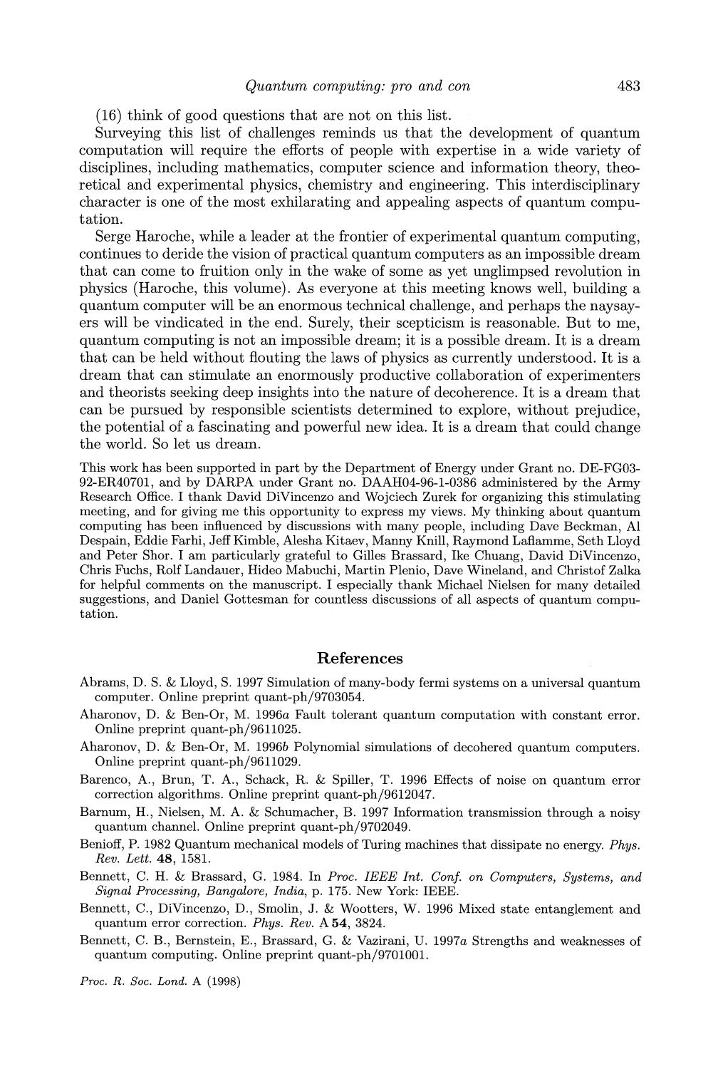(16) think of good questions that are not on this list.

Surveying this list of challenges reminds us that the development of quantum computation will require the efforts of people with expertise in a wide variety of disciplines, including mathematics, computer science and information theory, theoretical and experimental physics, chemistry and engineering. This interdisciplinary character is one of the most exhilarating and appealing aspects of quantum computation.

Serge Haroche, while a leader at the frontier of experimental quantum computing, continues to deride the vision of practical quantum computers as an impossible dream that can come to fruition only in the wake of some as yet unglimpsed revolution in physics (Haroche, this volume). As everyone at this meeting knows well, building a quantum computer will be an enormous technical challenge, and perhaps the naysayers will be vindicated in the end. Surely, their scepticism is reasonable. But to me, quantum computing is not an impossible dream; it is a possible dream. It is a dream that can be held without flouting the laws of physics as currently understood. It is a dream that can stimulate an enormously productive collaboration of experimenters and theorists seeking deep insights into the nature of decoherence. It is a dream that can be pursued by responsible scientists determined to explore, without prejudice, the potential of a fascinating and powerful new idea. It is a dream that could change the world. So let us dream.

This work has been supported in part by the Department of Energy under Grant no. DE-FG03-92-ER40701, and by DARPA under Grant no. DAAH04-96-1-0386 administered by the Army Research Office. I thank David DiVincenzo and Wojciech Zurek for organizing this stimulating meeting, and for giving me this opportunity to express my views. My thinking about quantum computing has been influenced by discussions with many people, including Dave Beckman, Al Despain, Eddie Farhi, Jeff Kimble, Alesha Kitaev, Manny Knill, Raymond Laflamme, Seth Lloyd and Peter Shor. I am particularly grateful to Gilles Brassard, Ike Chuang, David DiVincenzo, Chris Fuchs, Rolf Landauer, Hideo Mabuchi, Martin Plenio, Dave Wineland, and Christof Zalka for helpful comments on the manuscript. I especially thank Michael Nielsen for many detailed suggestions, and Daniel Gottesman for countless discussions of all aspects of quantum computation.

## References

Abrams, D. S. & Lloyd, S. 1997 Simulation of many-body fermi systems on a universal quantum computer. Online preprint quant-ph/9703054.

Aharonov, D. & Ben-Or, M. 1996*a* Fault tolerant quantum computation with constant error. Online preprint quant-ph/9611025.

Aharonov, D. & Ben-Or, M. 1996*b* Polynomial simulations of decohered quantum computers. Online preprint quant-ph/9611029.

Barenco, A., Brun, T. A., Schack, R. & Spiller, T. 1996 Effects of noise on quantum error correction algorithms. Online preprint quant-ph/9612047.

Barnum, H., Nielsen, M. A. & Schumacher, B. 1997 Information transmission through a noisy quantum channel. Online preprint quant-ph/9702049.

Benioff, P. 1982 Quantum mechanical models of Turing machines that dissipate no energy. *Phys. Rev. Lett.* **48**, 1581.

Bennett, C. H. & Brassard, G. 1984. In *Proc. IEEE Int. Conf. on Computers, Systems, and Signal Processing, Bangalore, India*, p. 175. New York: IEEE.

Bennett, C., DiVincenzo, D., Smolin, J. & Wootters, W. 1996 Mixed state entanglement and quantum error correction. *Phys. Rev.* A **54**, 3824.

Bennett, C. B., Bernstein, E., Brassard, G. & Vazirani, U. 1997*a* Strengths and weaknesses of quantum computing. Online preprint quant-ph/9701001.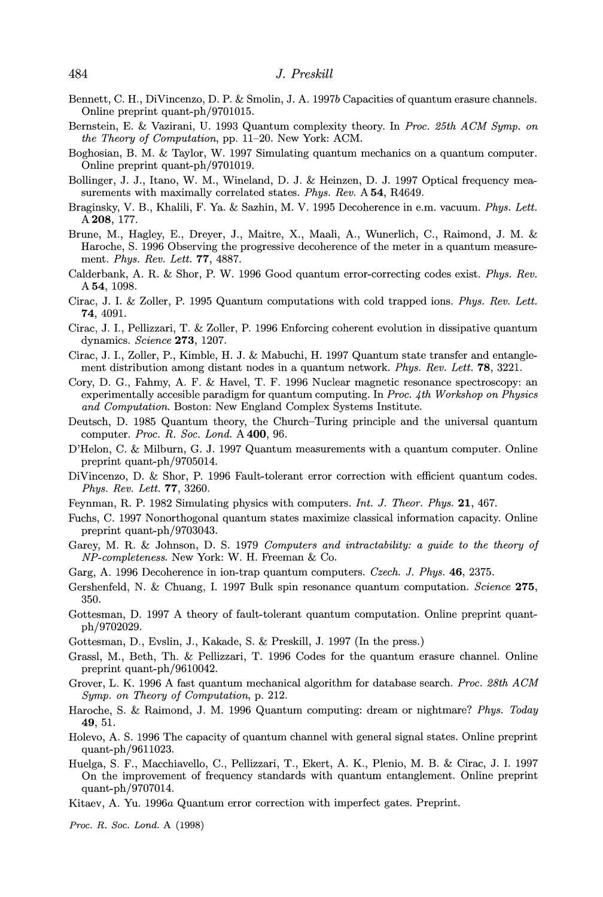Bennett, C. H., DiVincenzo, D. P. & Smolin, J. A. 1997*b* Capacities of quantum erasure channels. Online preprint quant-ph/9701015.

Bernstein, E. & Vazirani, U. 1993 Quantum complexity theory. In *Proc. 25th ACM Symp. on the Theory of Computation*, pp. 11–20. New York: ACM.

Boghosian, B. M. & Taylor, W. 1997 Simulating quantum mechanics on a quantum computer. Online preprint quant-ph/9701019.

Bollinger, J. J., Itano, W. M., Wineland, D. J. & Heinzen, D. J. 1997 Optical frequency measurements with maximally correlated states. *Phys. Rev.* A **54**, R4649.

Braginsky, V. B., Khalili, F. Ya. & Sazhin, M. V. 1995 Decoherence in e.m. vacuum. *Phys. Lett.* A **208**, 177.

Brune, M., Hagley, E., Dreyer, J., Maitre, X., Maali, A., Wunerlich, C., Raimond, J. M. & Haroche, S. 1996 Observing the progressive decoherence of the meter in a quantum measurement. *Phys. Rev. Lett.* **77**, 4887.

Calderbank, A. R. & Shor, P. W. 1996 Good quantum error-correcting codes exist. *Phys. Rev.* A **54**, 1098.

Cirac, J. I. & Zoller, P. 1995 Quantum computations with cold trapped ions. *Phys. Rev. Lett.* **74**, 4091.

Cirac, J. I., Pellizzari, T. & Zoller, P. 1996 Enforcing coherent evolution in dissipative quantum dynamics. *Science* **273**, 1207.

Cirac, J. I., Zoller, P., Kimble, H. J. & Mabuchi, H. 1997 Quantum state transfer and entanglement distribution among distant nodes in a quantum network. *Phys. Rev. Lett.* **78**, 3221.

Cory, D. G., Fahmy, A. F. & Havel, T. F. 1996 Nuclear magnetic resonance spectroscopy: an experimentally accesible paradigm for quantum computing. In *Proc. 4th Workshop on Physics and Computation*. Boston: New England Complex Systems Institute.

Deutsch, D. 1985 Quantum theory, the Church–Turing principle and the universal quantum computer. *Proc. R. Soc. Lond.* A **400**, 96.

D'Helon, C. & Milburn, G. J. 1997 Quantum measurements with a quantum computer. Online preprint quant-ph/9705014.

DiVincenzo, D. & Shor, P. 1996 Fault-tolerant error correction with efficient quantum codes. *Phys. Rev. Lett.* **77**, 3260.

Feynman, R. P. 1982 Simulating physics with computers. *Int. J. Theor. Phys.* **21**, 467.

Fuchs, C. 1997 Nonorthogonal quantum states maximize classical information capacity. Online preprint quant-ph/9703043.

Garey, M. R. & Johnson, D. S. 1979 *Computers and intractability: a guide to the theory of NP-completeness*. New York: W. H. Freeman & Co.

Garg, A. 1996 Decoherence in ion-trap quantum computers. *Czech. J. Phys.* **46**, 2375.

Gershenfeld, N. & Chuang, I. 1997 Bulk spin resonance quantum computation. *Science* **275**, 350.

Gottesman, D. 1997 A theory of fault-tolerant quantum computation. Online preprint quant-ph/9702029.

Gottesman, D., Evslin, J., Kakade, S. & Preskill, J. 1997 (In the press.)

Grassl, M., Beth, Th. & Pellizzari, T. 1996 Codes for the quantum erasure channel. Online preprint quant-ph/9610042.

Grover, L. K. 1996 A fast quantum mechanical algorithm for database search. *Proc. 28th ACM Symp. on Theory of Computation*, p. 212.

Haroche, S. & Raimond, J. M. 1996 Quantum computing: dream or nightmare? *Phys. Today* **49**, 51.

Holevo, A. S. 1996 The capacity of quantum channel with general signal states. Online preprint quant-ph/9611023.

Huelga, S. F., Macchiavello, C., Pellizzari, T., Ekert, A. K., Plenio, M. B. & Cirac, J. I. 1997 On the improvement of frequency standards with quantum entanglement. Online preprint quant-ph/9707014.

Kitaev, A. Yu. 1996*a* Quantum error correction with imperfect gates. Preprint.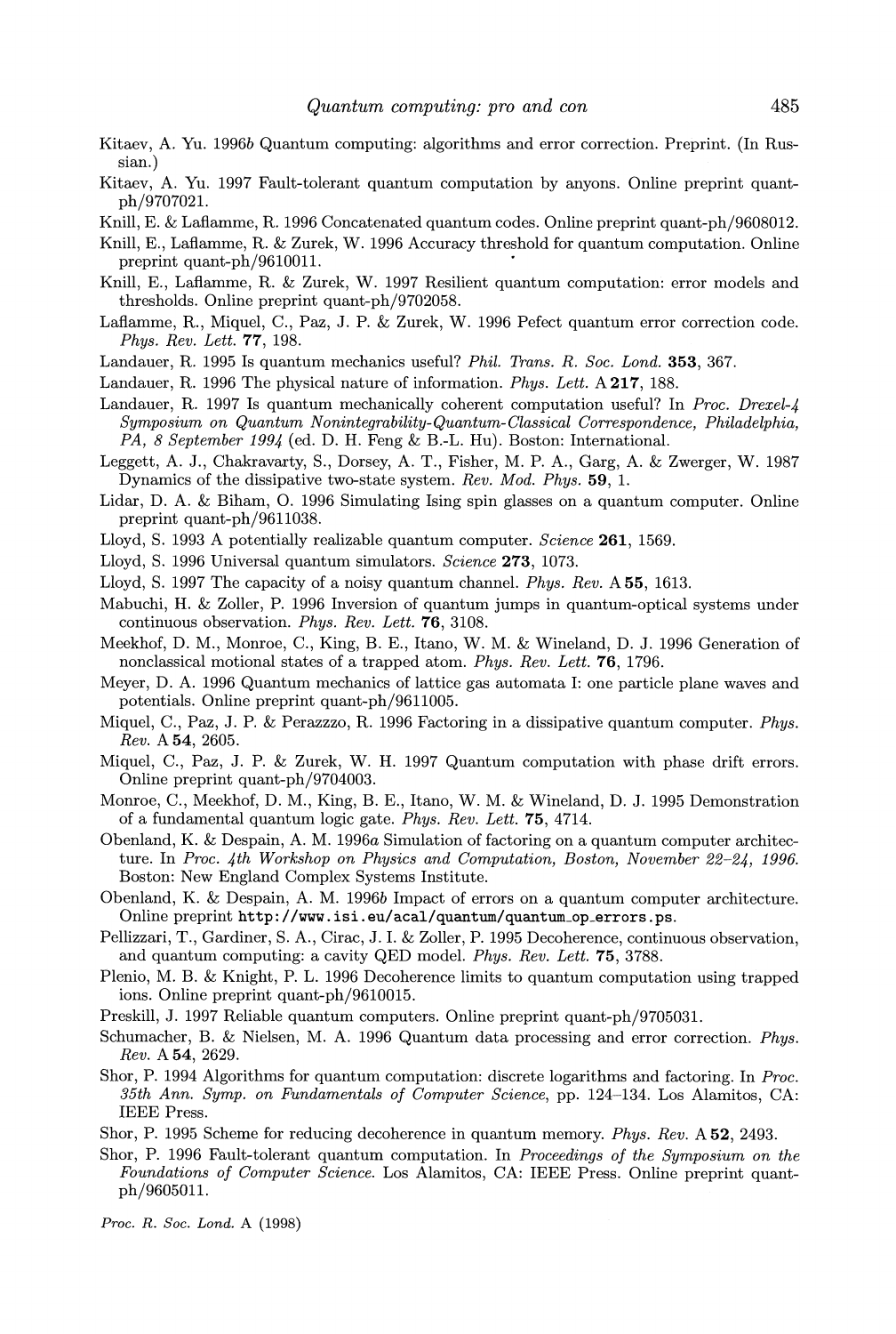Kitaev, A. Yu. 1996*b* Quantum computing: algorithms and error correction. Preprint. (In Russian.)

Kitaev, A. Yu. 1997 Fault-tolerant quantum computation by anyons. Online preprint quant-ph/9707021.

Knill, E. & Laflamme, R. 1996 Concatenated quantum codes. Online preprint quant-ph/9608012.

Knill, E., Laflamme, R. & Zurek, W. 1996 Accuracy threshold for quantum computation. Online preprint quant-ph/9610011.

Knill, E., Laflamme, R. & Zurek, W. 1997 Resilient quantum computation: error models and thresholds. Online preprint quant-ph/9702058.

Laflamme, R., Miquel, C., Paz, J. P. & Zurek, W. 1996 Pefect quantum error correction code. *Phys. Rev. Lett.* **77**, 198.

Landauer, R. 1995 Is quantum mechanics useful? *Phil. Trans. R. Soc. Lond.* **353**, 367.

Landauer, R. 1996 The physical nature of information. *Phys. Lett.* A **217**, 188.

Landauer, R. 1997 Is quantum mechanically coherent computation useful? In *Proc. Drexel-4 Symposium on Quantum Nonintegrability-Quantum-Classical Correspondence, Philadelphia, PA, 8 September 1994* (ed. D. H. Feng & B.-L. Hu). Boston: International.

Leggett, A. J., Chakravarty, S., Dorsey, A. T., Fisher, M. P. A., Garg, A. & Zwerger, W. 1987 Dynamics of the dissipative two-state system. *Rev. Mod. Phys.* **59**, 1.

Lidar, D. A. & Biham, O. 1996 Simulating Ising spin glasses on a quantum computer. Online preprint quant-ph/9611038.

Lloyd, S. 1993 A potentially realizable quantum computer. *Science* **261**, 1569.

Lloyd, S. 1996 Universal quantum simulators. *Science* **273**, 1073.

Lloyd, S. 1997 The capacity of a noisy quantum channel. *Phys. Rev.* A **55**, 1613.

Mabuchi, H. & Zoller, P. 1996 Inversion of quantum jumps in quantum-optical systems under continuous observation. *Phys. Rev. Lett.* **76**, 3108.

Meekhof, D. M., Monroe, C., King, B. E., Itano, W. M. & Wineland, D. J. 1996 Generation of nonclassical motional states of a trapped atom. *Phys. Rev. Lett.* **76**, 1796.

Meyer, D. A. 1996 Quantum mechanics of lattice gas automata I: one particle plane waves and potentials. Online preprint quant-ph/9611005.

Miquel, C., Paz, J. P. & Perazzzo, R. 1996 Factoring in a dissipative quantum computer. *Phys. Rev.* A **54**, 2605.

Miquel, C., Paz, J. P. & Zurek, W. H. 1997 Quantum computation with phase drift errors. Online preprint quant-ph/9704003.

Monroe, C., Meekhof, D. M., King, B. E., Itano, W. M. & Wineland, D. J. 1995 Demonstration of a fundamental quantum logic gate. *Phys. Rev. Lett.* **75**, 4714.

Obenland, K. & Despain, A. M. 1996*a* Simulation of factoring on a quantum computer architecture. In *Proc. 4th Workshop on Physics and Computation, Boston, November 22–24, 1996.* Boston: New England Complex Systems Institute.

Obenland, K. & Despain, A. M. 1996*b* Impact of errors on a quantum computer architecture. Online preprint `http://www.isi.eu/acal/quantum/quantum_op_errors.ps`.

Pellizzari, T., Gardiner, S. A., Cirac, J. I. & Zoller, P. 1995 Decoherence, continuous observation, and quantum computing: a cavity QED model. *Phys. Rev. Lett.* **75**, 3788.

Plenio, M. B. & Knight, P. L. 1996 Decoherence limits to quantum computation using trapped ions. Online preprint quant-ph/9610015.

Preskill, J. 1997 Reliable quantum computers. Online preprint quant-ph/9705031.

Schumacher, B. & Nielsen, M. A. 1996 Quantum data processing and error correction. *Phys. Rev.* A **54**, 2629.

Shor, P. 1994 Algorithms for quantum computation: discrete logarithms and factoring. In *Proc. 35th Ann. Symp. on Fundamentals of Computer Science*, pp. 124–134. Los Alamitos, CA: IEEE Press.

Shor, P. 1995 Scheme for reducing decoherence in quantum memory. *Phys. Rev.* A **52**, 2493.

Shor, P. 1996 Fault-tolerant quantum computation. In *Proceedings of the Symposium on the Foundations of Computer Science*. Los Alamitos, CA: IEEE Press. Online preprint quant-ph/9605011.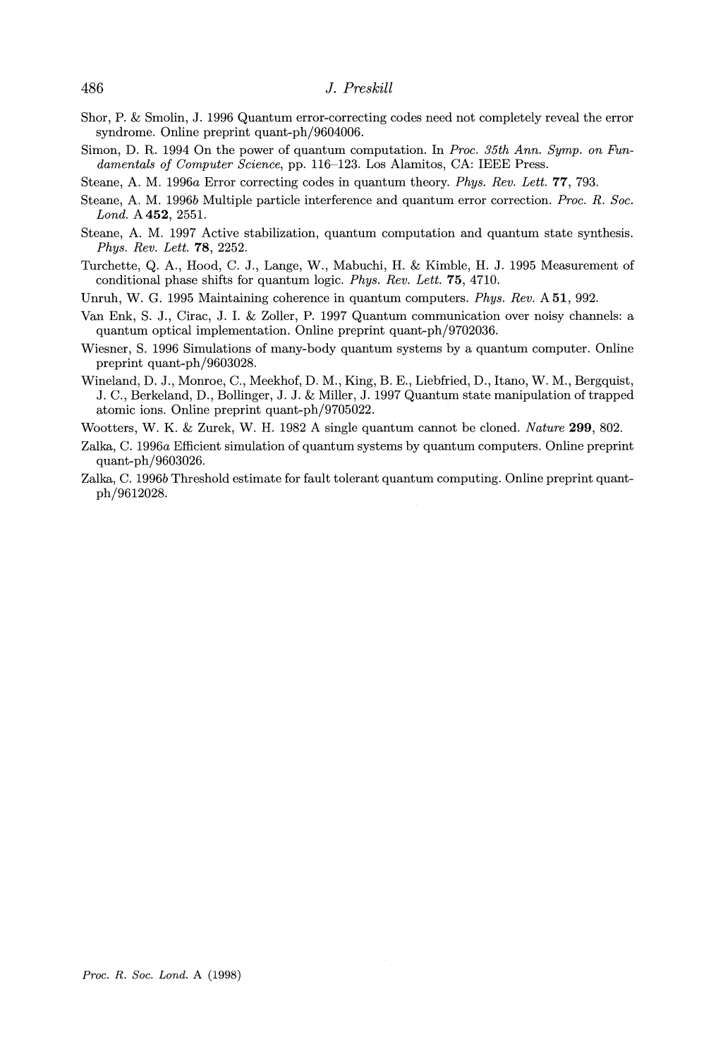Shor, P. & Smolin, J. 1996 Quantum error-correcting codes need not completely reveal the error syndrome. Online preprint quant-ph/9604006.

Simon, D. R. 1994 On the power of quantum computation. In *Proc. 35th Ann. Symp. on Fundamentals of Computer Science*, pp. 116–123. Los Alamitos, CA: IEEE Press.

Steane, A. M. 1996*a* Error correcting codes in quantum theory. *Phys. Rev. Lett.* **77**, 793.

Steane, A. M. 1996*b* Multiple particle interference and quantum error correction. *Proc. R. Soc. Lond.* A **452**, 2551.

Steane, A. M. 1997 Active stabilization, quantum computation and quantum state synthesis. *Phys. Rev. Lett.* **78**, 2252.

Turchette, Q. A., Hood, C. J., Lange, W., Mabuchi, H. & Kimble, H. J. 1995 Measurement of conditional phase shifts for quantum logic. *Phys. Rev. Lett.* **75**, 4710.

Unruh, W. G. 1995 Maintaining coherence in quantum computers. *Phys. Rev.* A **51**, 992.

Van Enk, S. J., Cirac, J. I. & Zoller, P. 1997 Quantum communication over noisy channels: a quantum optical implementation. Online preprint quant-ph/9702036.

Wiesner, S. 1996 Simulations of many-body quantum systems by a quantum computer. Online preprint quant-ph/9603028.

Wineland, D. J., Monroe, C., Meekhof, D. M., King, B. E., Liebfried, D., Itano, W. M., Bergquist, J. C., Berkeland, D., Bollinger, J. J. & Miller, J. 1997 Quantum state manipulation of trapped atomic ions. Online preprint quant-ph/9705022.

Wootters, W. K. & Zurek, W. H. 1982 A single quantum cannot be cloned. *Nature* **299**, 802.

Zalka, C. 1996*a* Efficient simulation of quantum systems by quantum computers. Online preprint quant-ph/9603026.

Zalka, C. 1996*b* Threshold estimate for fault tolerant quantum computing. Online preprint quant-ph/9612028.